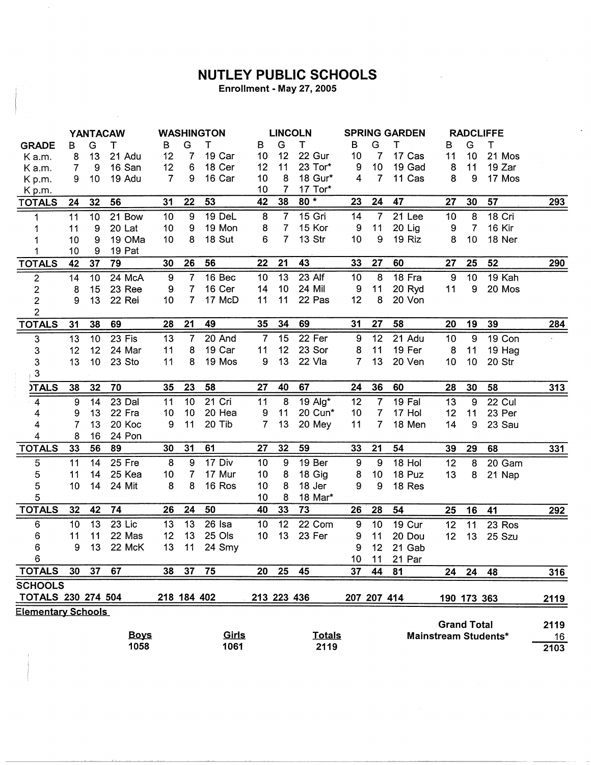# NUTLEY PUBLIC SCHOOLS

**Enrollment - May 27, 2005**

| | YANTACAW | | | WASHINGTON | | | LINCOLN | | | SPRING GARDEN | | | RADCLIFFE | | | |
|---|---|---|---|---|---|---|---|---|---|---|---|---|---|---|---|---|
| **GRADE** | B | G | T | B | G | T | B | G | T | B | G | T | B | G | T | |
| K a.m. | 8 | 13 | 21 Adu | 12 | 7 | 19 Car | 10 | 12 | 22 Gur | 10 | 7 | 17 Cas | 11 | 10 | 21 Mos | |
| K a.m. | 7 | 9 | 16 San | 12 | 6 | 18 Cer | 12 | 11 | 23 Tor* | 9 | 10 | 19 Gad | 8 | 11 | 19 Zar | |
| K p.m. | 9 | 10 | 19 Adu | 7 | 9 | 16 Car | 10 | 8 | 18 Gur* | 4 | 7 | 11 Cas | 8 | 9 | 17 Mos | |
| K p.m. | | | | | | | 10 | 7 | 17 Tor* | | | | | | | |
| **TOTALS** | **24** | **32** | **56** | **31** | **22** | **53** | **42** | **38** | **80 *** | **23** | **24** | **47** | **27** | **30** | **57** | **293** |
| 1 | 11 | 10 | 21 Bow | 10 | 9 | 19 DeL | 8 | 7 | 15 Gri | 14 | 7 | 21 Lee | 10 | 8 | 18 Cri | |
| 1 | 11 | 9 | 20 Lat | 10 | 9 | 19 Mon | 8 | 7 | 15 Kor | 9 | 11 | 20 Lig | 9 | 7 | 16 Kir | |
| 1 | 10 | 9 | 19 OMa | 10 | 8 | 18 Sut | 6 | 7 | 13 Str | 10 | 9 | 19 Riz | 8 | 10 | 18 Ner | |
| 1 | 10 | 9 | 19 Pat | | | | | | | | | | | | | |
| **TOTALS** | **42** | **37** | **79** | **30** | **26** | **56** | **22** | **21** | **43** | **33** | **27** | **60** | **27** | **25** | **52** | **290** |
| 2 | 14 | 10 | 24 McA | 9 | 7 | 16 Bec | 10 | 13 | 23 Alf | 10 | 8 | 18 Fra | 9 | 10 | 19 Kah | |
| 2 | 8 | 15 | 23 Ree | 9 | 7 | 16 Cer | 14 | 10 | 24 Mil | 9 | 11 | 20 Ryd | 11 | 9 | 20 Mos | |
| 2 | 9 | 13 | 22 Rei | 10 | 7 | 17 McD | 11 | 11 | 22 Pas | 12 | 8 | 20 Von | | | | |
| 2 | | | | | | | | | | | | | | | | |
| **TOTALS** | **31** | **38** | **69** | **28** | **21** | **49** | **35** | **34** | **69** | **31** | **27** | **58** | **20** | **19** | **39** | **284** |
| 3 | 13 | 10 | 23 Fis | 13 | 7 | 20 And | 7 | 15 | 22 Fer | 9 | 12 | 21 Adu | 10 | 9 | 19 Con | |
| 3 | 12 | 12 | 24 Mar | 11 | 8 | 19 Car | 11 | 12 | 23 Sor | 8 | 11 | 19 Fer | 8 | 11 | 19 Hag | |
| 3 | 13 | 10 | 23 Sto | 11 | 8 | 19 Mos | 9 | 13 | 22 Vla | 7 | 13 | 20 Ven | 10 | 10 | 20 Str | |
| 3 | | | | | | | | | | | | | | | | |
| **TOTALS** | **38** | **32** | **70** | **35** | **23** | **58** | **27** | **40** | **67** | **24** | **36** | **60** | **28** | **30** | **58** | **313** |
| 4 | 9 | 14 | 23 Dal | 11 | 10 | 21 Cri | 11 | 8 | 19 Alg* | 12 | 7 | 19 Fal | 13 | 9 | 22 Cul | |
| 4 | 9 | 13 | 22 Fra | 10 | 10 | 20 Hea | 9 | 11 | 20 Cun* | 10 | 7 | 17 Hol | 12 | 11 | 23 Per | |
| 4 | 7 | 13 | 20 Koc | 9 | 11 | 20 Tib | 7 | 13 | 20 Mey | 11 | 7 | 18 Men | 14 | 9 | 23 Sau | |
| 4 | 8 | 16 | 24 Pon | | | | | | | | | | | | | |
| **TOTALS** | **33** | **56** | **89** | **30** | **31** | **61** | **27** | **32** | **59** | **33** | **21** | **54** | **39** | **29** | **68** | **331** |
| 5 | 11 | 14 | 25 Fre | 8 | 9 | 17 Div | 10 | 9 | 19 Ber | 9 | 9 | 18 Hol | 12 | 8 | 20 Gam | |
| 5 | 11 | 14 | 25 Kea | 10 | 7 | 17 Mur | 10 | 8 | 18 Gig | 8 | 10 | 18 Puz | 13 | 8 | 21 Nap | |
| 5 | 10 | 14 | 24 Mit | 8 | 8 | 16 Ros | 10 | 8 | 18 Jer | 9 | 9 | 18 Res | | | | |
| 5 | | | | | | | 10 | 8 | 18 Mar* | | | | | | | |
| **TOTALS** | **32** | **42** | **74** | **26** | **24** | **50** | **40** | **33** | **73** | **26** | **28** | **54** | **25** | **16** | **41** | **292** |
| 6 | 10 | 13 | 23 Lic | 13 | 13 | 26 Isa | 10 | 12 | 22 Com | 9 | 10 | 19 Cur | 12 | 11 | 23 Ros | |
| 6 | 11 | 11 | 22 Mas | 12 | 13 | 25 Ols | 10 | 13 | 23 Fer | 9 | 11 | 20 Dou | 12 | 13 | 25 Szu | |
| 6 | 9 | 13 | 22 McK | 13 | 11 | 24 Smy | | | | 9 | 12 | 21 Gab | | | | |
| 6 | | | | | | | | | | 10 | 11 | 21 Par | | | | |
| **TOTALS** | **30** | **37** | **67** | **38** | **37** | **75** | **20** | **25** | **45** | **37** | **44** | **81** | **24** | **24** | **48** | **316** |
| **SCHOOLS TOTALS** | **230** | **274** | **504** | **218** | **184** | **402** | **213** | **223** | **436** | **207** | **207** | **414** | **190** | **173** | **363** | **2119** |

**Elementary Schools**

| Boys | Girls | Totals |
|---|---|---|
| 1058 | 1061 | 2119 |

| | |
|---|---|
| **Grand Total** | **2119** |
| **Mainstream Students*** | 16 |
| | **2103** |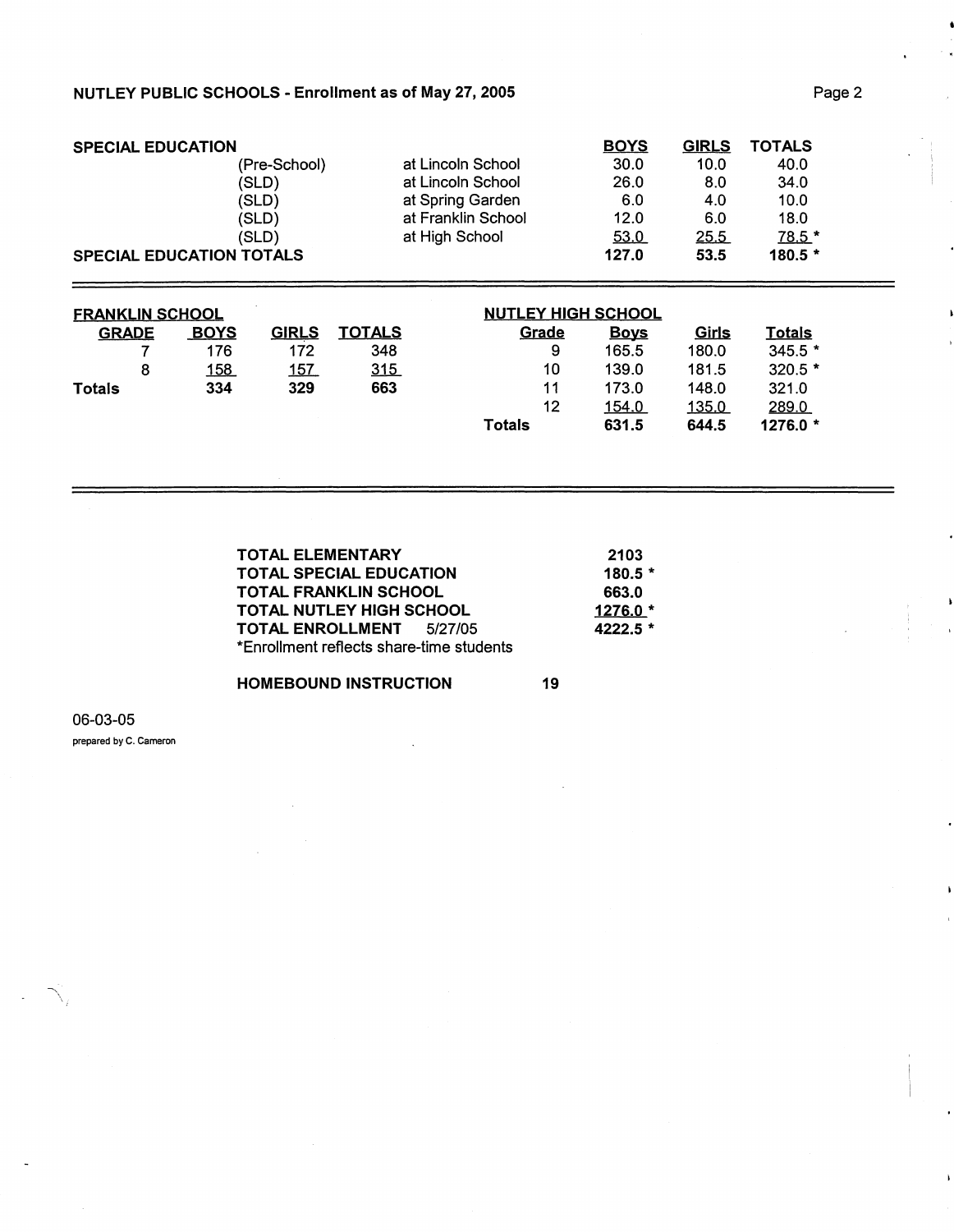## NUTLEY PUBLIC SCHOOLS - Enrollment as of May 27, 2005

| SPECIAL EDUCATION | | | BOYS | GIRLS | TOTALS |
|---|---|---|---|---|---|
| | (Pre-School) | at Lincoln School | 30.0 | 10.0 | 40.0 |
| | (SLD) | at Lincoln School | 26.0 | 8.0 | 34.0 |
| | (SLD) | at Spring Garden | 6.0 | 4.0 | 10.0 |
| | (SLD) | at Franklin School | 12.0 | 6.0 | 18.0 |
| | (SLD) | at High School | 53.0 | 25.5 | 78.5 * |
| **SPECIAL EDUCATION TOTALS** | | | **127.0** | **53.5** | **180.5 *** |

**FRANKLIN SCHOOL**

| GRADE | BOYS | GIRLS | TOTALS |
|---|---|---|---|
| 7 | 176 | 172 | 348 |
| 8 | 158 | 157 | 315 |
| **Totals** | **334** | **329** | **663** |

**NUTLEY HIGH SCHOOL**

| Grade | Boys | Girls | Totals |
|---|---|---|---|
| 9 | 165.5 | 180.0 | 345.5 * |
| 10 | 139.0 | 181.5 | 320.5 * |
| 11 | 173.0 | 148.0 | 321.0 |
| 12 | 154.0 | 135.0 | 289.0 |
| **Totals** | **631.5** | **644.5** | **1276.0 *** |

| | |
|---|---|
| **TOTAL ELEMENTARY** | **2103** |
| **TOTAL SPECIAL EDUCATION** | **180.5 *** |
| **TOTAL FRANKLIN SCHOOL** | **663.0** |
| **TOTAL NUTLEY HIGH SCHOOL** | **1276.0 *** |
| **TOTAL ENROLLMENT** 5/27/05 | **4222.5 *** |

*Enrollment reflects share-time students

**HOMEBOUND INSTRUCTION** **19**

06-03-05

prepared by C. Cameron